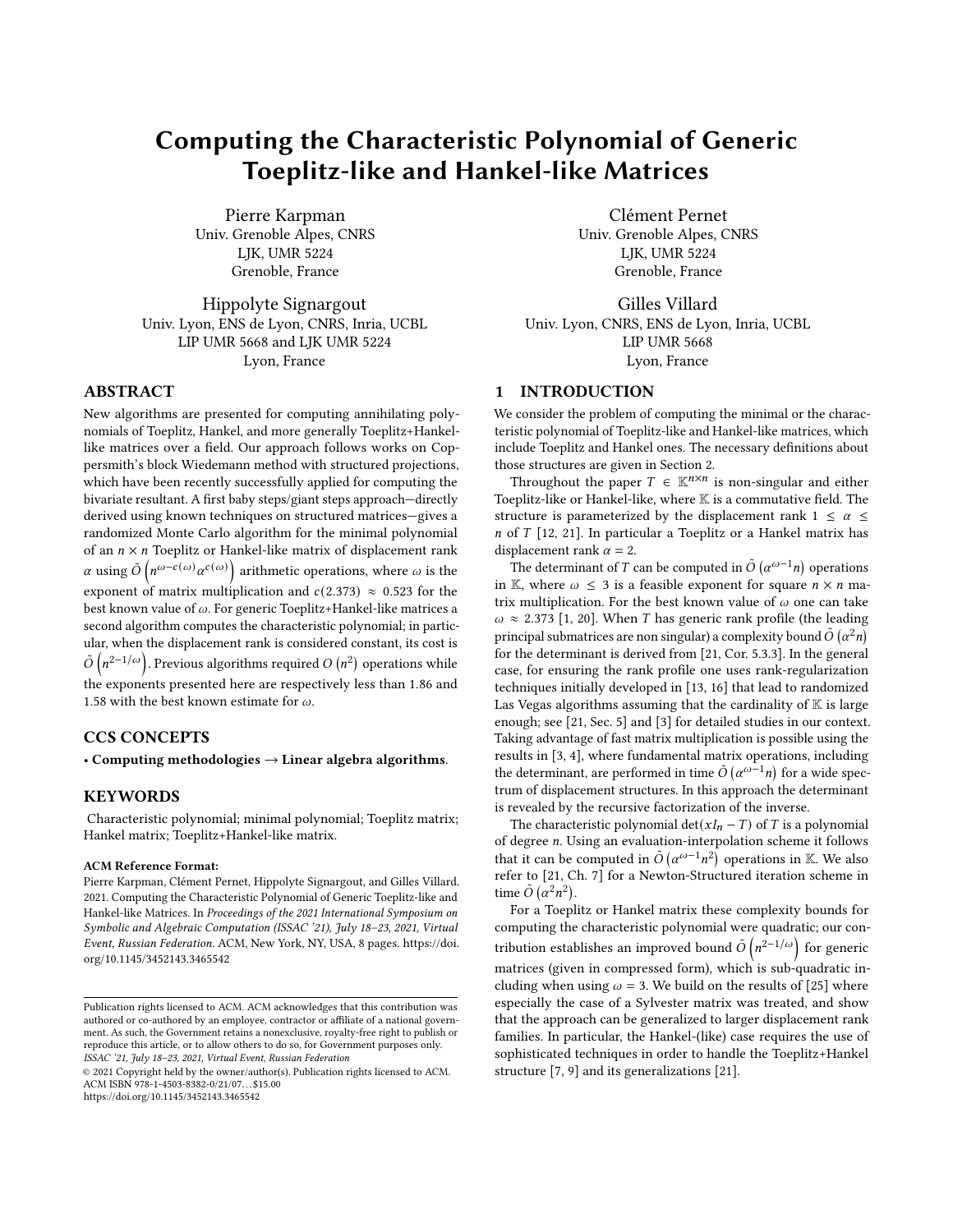# Computing the Characteristic Polynomial of Generic Toeplitz-like and Hankel-like Matrices

Pierre Karpman
Univ. Grenoble Alpes, CNRS
LJK, UMR 5224
Grenoble, France

Clément Pernet
Univ. Grenoble Alpes, CNRS
LJK, UMR 5224
Grenoble, France

Hippolyte Signargout
Univ. Lyon, ENS de Lyon, CNRS, Inria, UCBL
LIP UMR 5668 and LJK UMR 5224
Lyon, France

Gilles Villard
Univ. Lyon, CNRS, ENS de Lyon, Inria, UCBL
LIP UMR 5668
Lyon, France

## ABSTRACT

New algorithms are presented for computing annihilating polynomials of Toeplitz, Hankel, and more generally Toeplitz+Hankel-like matrices over a field. Our approach follows works on Coppersmith's block Wiedemann method with structured projections, which have been recently successfully applied for computing the bivariate resultant. A first baby steps/giant steps approach—directly derived using known techniques on structured matrices—gives a randomized Monte Carlo algorithm for the minimal polynomial of an $n \times n$ Toeplitz or Hankel-like matrix of displacement rank $\alpha$ using $\tilde{O}\left(n^{\omega-c(\omega)}\alpha^{c(\omega)}\right)$ arithmetic operations, where $\omega$ is the exponent of matrix multiplication and $c(2.373) \approx 0.523$ for the best known value of $\omega$. For generic Toeplitz+Hankel-like matrices a second algorithm computes the characteristic polynomial; in particular, when the displacement rank is considered constant, its cost is $\tilde{O}\left(n^{2-1/\omega}\right)$. Previous algorithms required $O\left(n^2\right)$ operations while the exponents presented here are respectively less than 1.86 and 1.58 with the best known estimate for $\omega$.

## CCS CONCEPTS

• **Computing methodologies → Linear algebra algorithms**.

## KEYWORDS

Characteristic polynomial; minimal polynomial; Toeplitz matrix; Hankel matrix; Toeplitz+Hankel-like matrix.

#### ACM Reference Format:

Pierre Karpman, Clément Pernet, Hippolyte Signargout, and Gilles Villard. 2021. Computing the Characteristic Polynomial of Generic Toeplitz-like and Hankel-like Matrices. In *Proceedings of the 2021 International Symposium on Symbolic and Algebraic Computation (ISSAC '21), July 18–23, 2021, Virtual Event, Russian Federation.* ACM, New York, NY, USA, 8 pages. https://doi.org/10.1145/3452143.3465542

Publication rights licensed to ACM. ACM acknowledges that this contribution was authored or co-authored by an employee, contractor or affiliate of a national government. As such, the Government retains a nonexclusive, royalty-free right to publish or reproduce this article, or to allow others to do so, for Government purposes only.
*ISSAC '21, July 18–23, 2021, Virtual Event, Russian Federation*
© 2021 Copyright held by the owner/author(s). Publication rights licensed to ACM.
ACM ISBN 978-1-4503-8382-0/21/07...$15.00
https://doi.org/10.1145/3452143.3465542

## 1 INTRODUCTION

We consider the problem of computing the minimal or the characteristic polynomial of Toeplitz-like and Hankel-like matrices, which include Toeplitz and Hankel ones. The necessary definitions about those structures are given in Section 2.

Throughout the paper $T \in \mathbb{K}^{n\times n}$ is non-singular and either Toeplitz-like or Hankel-like, where $\mathbb{K}$ is a commutative field. The structure is parameterized by the displacement rank $1 \leq \alpha \leq n$ of $T$ [12, 21]. In particular a Toeplitz or a Hankel matrix has displacement rank $\alpha = 2$.

The determinant of $T$ can be computed in $\tilde{O}\left(\alpha^{\omega-1}n\right)$ operations in $\mathbb{K}$, where $\omega \leq 3$ is a feasible exponent for square $n \times n$ matrix multiplication. For the best known value of $\omega$ one can take $\omega \approx 2.373$ [1, 20]. When $T$ has generic rank profile (the leading principal submatrices are non singular) a complexity bound $\tilde{O}\left(\alpha^2 n\right)$ for the determinant is derived from [21, Cor. 5.3.3]. In the general case, for ensuring the rank profile one uses rank-regularization techniques initially developed in [13, 16] that lead to randomized Las Vegas algorithms assuming that the cardinality of $\mathbb{K}$ is large enough; see [21, Sec. 5] and [3] for detailed studies in our context. Taking advantage of fast matrix multiplication is possible using the results in [3, 4], where fundamental matrix operations, including the determinant, are performed in time $\tilde{O}\left(\alpha^{\omega-1}n\right)$ for a wide spectrum of displacement structures. In this approach the determinant is revealed by the recursive factorization of the inverse.

The characteristic polynomial $\det(xI_n - T)$ of $T$ is a polynomial of degree $n$. Using an evaluation-interpolation scheme it follows that it can be computed in $\tilde{O}\left(\alpha^{\omega-1}n^2\right)$ operations in $\mathbb{K}$. We also refer to [21, Ch. 7] for a Newton-Structured iteration scheme in time $\tilde{O}\left(\alpha^2 n^2\right)$.

For a Toeplitz or Hankel matrix these complexity bounds for computing the characteristic polynomial were quadratic; our contribution establishes an improved bound $\tilde{O}\left(n^{2-1/\omega}\right)$ for generic matrices (given in compressed form), which is sub-quadratic including when using $\omega = 3$. We build on the results of [25] where especially the case of a Sylvester matrix was treated, and show that the approach can be generalized to larger displacement rank families. In particular, the Hankel-(like) case requires the use of sophisticated techniques in order to handle the Toeplitz+Hankel structure [7, 9] and its generalizations [21].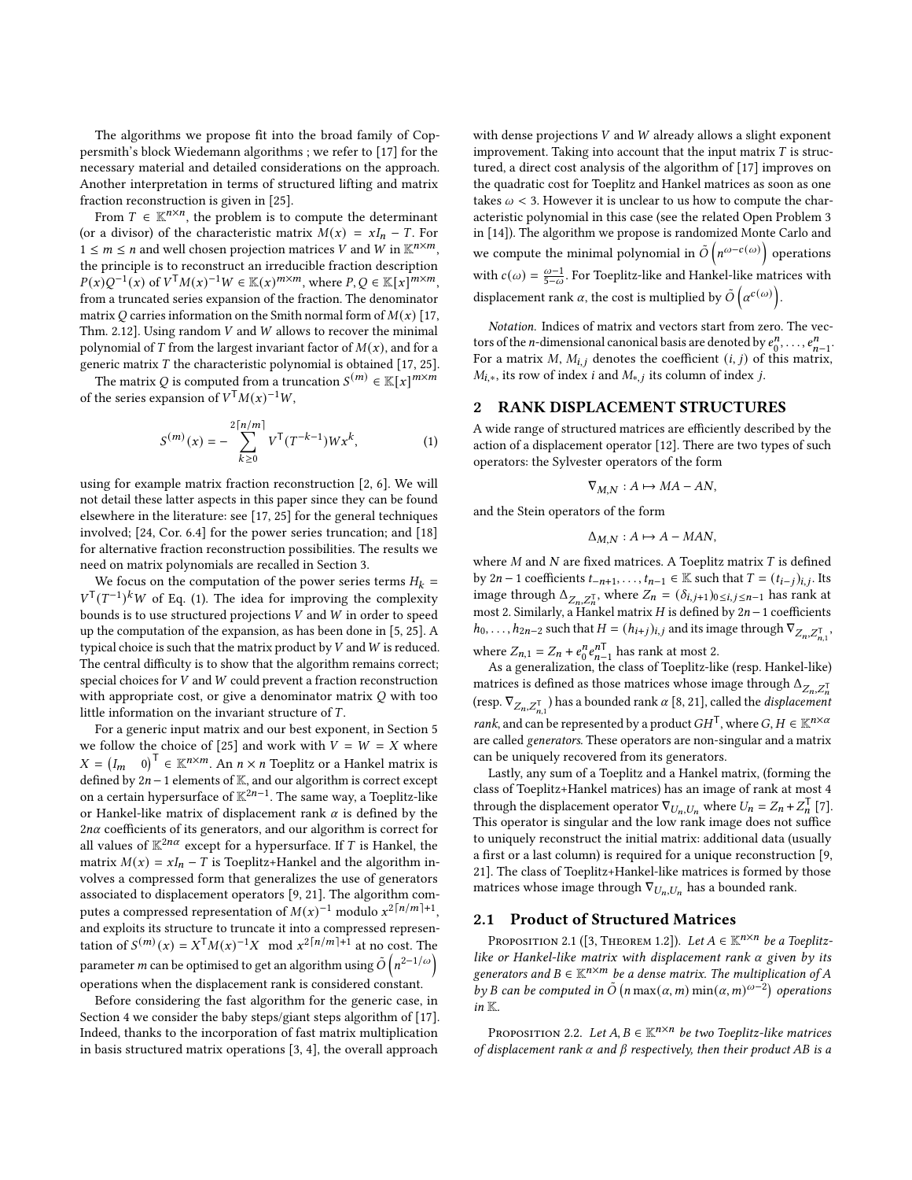The algorithms we propose fit into the broad family of Coppersmith's block Wiedemann algorithms ; we refer to [17] for the necessary material and detailed considerations on the approach. Another interpretation in terms of structured lifting and matrix fraction reconstruction is given in [25].

From $T \in \mathbb{K}^{n\times n}$, the problem is to compute the determinant (or a divisor) of the characteristic matrix $M(x) = xI_n - T$. For $1 \le m \le n$ and well chosen projection matrices $V$ and $W$ in $\mathbb{K}^{n\times m}$, the principle is to reconstruct an irreducible fraction description $P(x)Q^{-1}(x)$ of $V^\mathsf{T} M(x)^{-1} W \in \mathbb{K}(x)^{m\times m}$, where $P, Q \in \mathbb{K}[x]^{m\times m}$, from a truncated series expansion of the fraction. The denominator matrix $Q$ carries information on the Smith normal form of $M(x)$ [17, Thm. 2.12]. Using random $V$ and $W$ allows to recover the minimal polynomial of $T$ from the largest invariant factor of $M(x)$, and for a generic matrix $T$ the characteristic polynomial is obtained [17, 25].

The matrix $Q$ is computed from a truncation $S^{(m)} \in \mathbb{K}[x]^{m\times m}$ of the series expansion of $V^\mathsf{T} M(x)^{-1} W$,

$$S^{(m)}(x) = -\sum_{k\geq 0}^{2\lceil n/m\rceil} V^\mathsf{T}(T^{-k-1})Wx^k, \tag{1}$$

using for example matrix fraction reconstruction [2, 6]. We will not detail these latter aspects in this paper since they can be found elsewhere in the literature: see [17, 25] for the general techniques involved; [24, Cor. 6.4] for the power series truncation; and [18] for alternative fraction reconstruction possibilities. The results we need on matrix polynomials are recalled in Section 3.

We focus on the computation of the power series terms $H_k = V^\mathsf{T}(T^{-1})^k W$ of Eq. (1). The idea for improving the complexity bounds is to use structured projections $V$ and $W$ in order to speed up the computation of the expansion, as has been done in [5, 25]. A typical choice is such that the matrix product by $V$ and $W$ is reduced. The central difficulty is to show that the algorithm remains correct; special choices for $V$ and $W$ could prevent a fraction reconstruction with appropriate cost, or give a denominator matrix $Q$ with too little information on the invariant structure of $T$.

For a generic input matrix and our best exponent, in Section 5 we follow the choice of [25] and work with $V = W = X$ where $X = \begin{pmatrix} I_m & 0\end{pmatrix}^\mathsf{T} \in \mathbb{K}^{n\times m}$. An $n \times n$ Toeplitz or a Hankel matrix is defined by $2n-1$ elements of $\mathbb{K}$, and our algorithm is correct except on a certain hypersurface of $\mathbb{K}^{2n-1}$. The same way, a Toeplitz-like or Hankel-like matrix of displacement rank $\alpha$ is defined by the $2n\alpha$ coefficients of its generators, and our algorithm is correct for all values of $\mathbb{K}^{2n\alpha}$ except for a hypersurface. If $T$ is Hankel, the matrix $M(x) = xI_n - T$ is Toeplitz+Hankel and the algorithm involves a compressed form that generalizes the use of generators associated to displacement operators [9, 21]. The algorithm computes a compressed representation of $M(x)^{-1}$ modulo $x^{2\lceil n/m\rceil+1}$, and exploits its structure to truncate it into a compressed representation of $S^{(m)}(x) = X^\mathsf{T} M(x)^{-1} X \mod x^{2\lceil n/m\rceil+1}$ at no cost. The parameter $m$ can be optimised to get an algorithm using $\tilde{O}\left(n^{2-1/\omega}\right)$ operations when the displacement rank is considered constant.

Before considering the fast algorithm for the generic case, in Section 4 we consider the baby steps/giant steps algorithm of [17]. Indeed, thanks to the incorporation of fast matrix multiplication in basis structured matrix operations [3, 4], the overall approach with dense projections $V$ and $W$ already allows a slight exponent improvement. Taking into account that the input matrix $T$ is structured, a direct cost analysis of the algorithm of [17] improves on the quadratic cost for Toeplitz and Hankel matrices as soon as one takes $\omega < 3$. However it is unclear to us how to compute the characteristic polynomial in this case (see the related Open Problem 3 in [14]). The algorithm we propose is randomized Monte Carlo and we compute the minimal polynomial in $\tilde{O}\left(n^{\omega - c(\omega)}\right)$ operations with $c(\omega) = \frac{\omega-1}{5-\omega}$. For Toeplitz-like and Hankel-like matrices with displacement rank $\alpha$, the cost is multiplied by $\tilde{O}\left(\alpha^{c(\omega)}\right)$.

*Notation.* Indices of matrix and vectors start from zero. The vectors of the $n$-dimensional canonical basis are denoted by $e_0^n, \dots, e_{n-1}^n$. For a matrix $M$, $M_{i,j}$ denotes the coefficient $(i, j)$ of this matrix, $M_{i,*}$, its row of index $i$ and $M_{*,j}$ its column of index $j$.

## 2 RANK DISPLACEMENT STRUCTURES

A wide range of structured matrices are efficiently described by the action of a displacement operator [12]. There are two types of such operators: the Sylvester operators of the form

$$\nabla_{M,N} : A \mapsto MA - AN,$$

and the Stein operators of the form

$$\Delta_{M,N} : A \mapsto A - MAN,$$

where $M$ and $N$ are fixed matrices. A Toeplitz matrix $T$ is defined by $2n-1$ coefficients $t_{-n+1}, \dots, t_{n-1} \in \mathbb{K}$ such that $T = (t_{i-j})_{i,j}$. Its image through $\Delta_{Z_n, Z_n^\mathsf{T}}$, where $Z_n = (\delta_{i,j+1})_{0\le i,j\le n-1}$ has rank at most 2. Similarly, a Hankel matrix $H$ is defined by $2n-1$ coefficients $h_0, \dots, h_{2n-2}$ such that $H = (h_{i+j})_{i,j}$ and its image through $\nabla_{Z_n, Z_{n,1}^\mathsf{T}}$, where $Z_{n,1} = Z_n + e_0^n e_{n-1}^{n\mathsf{T}}$ has rank at most 2.

As a generalization, the class of Toeplitz-like (resp. Hankel-like) matrices is defined as those matrices whose image through $\Delta_{Z_n, Z_n^\mathsf{T}}$ (resp. $\nabla_{Z_n, Z_{n,1}^\mathsf{T}}$) has a bounded rank $\alpha$ [8, 21], called the *displacement rank*, and can be represented by a product $GH^\mathsf{T}$, where $G, H \in \mathbb{K}^{n\times\alpha}$ are called *generators*. These operators are non-singular and a matrix can be uniquely recovered from its generators.

Lastly, any sum of a Toeplitz and a Hankel matrix, (forming the class of Toeplitz+Hankel matrices) has an image of rank at most 4 through the displacement operator $\nabla_{U_n,U_n}$ where $U_n = Z_n + Z_n^\mathsf{T}$ [7]. This operator is singular and the low rank image does not suffice to uniquely reconstruct the initial matrix: additional data (usually a first or a last column) is required for a unique reconstruction [9, 21]. The class of Toeplitz+Hankel-like matrices is formed by those matrices whose image through $\nabla_{U_n,U_n}$ has a bounded rank.

### 2.1 Product of Structured Matrices

Proposition 2.1 ([3, Theorem 1.2]). *Let $A \in \mathbb{K}^{n\times n}$ be a Toeplitz-like or Hankel-like matrix with displacement rank $\alpha$ given by its generators and $B \in \mathbb{K}^{n\times m}$ be a dense matrix. The multiplication of $A$ by $B$ can be computed in $\tilde{O}\left(n \max(\alpha, m) \min(\alpha, m)^{\omega-2}\right)$ operations in $\mathbb{K}$.*

Proposition 2.2. *Let $A, B \in \mathbb{K}^{n\times n}$ be two Toeplitz-like matrices of displacement rank $\alpha$ and $\beta$ respectively, then their product $AB$ is a*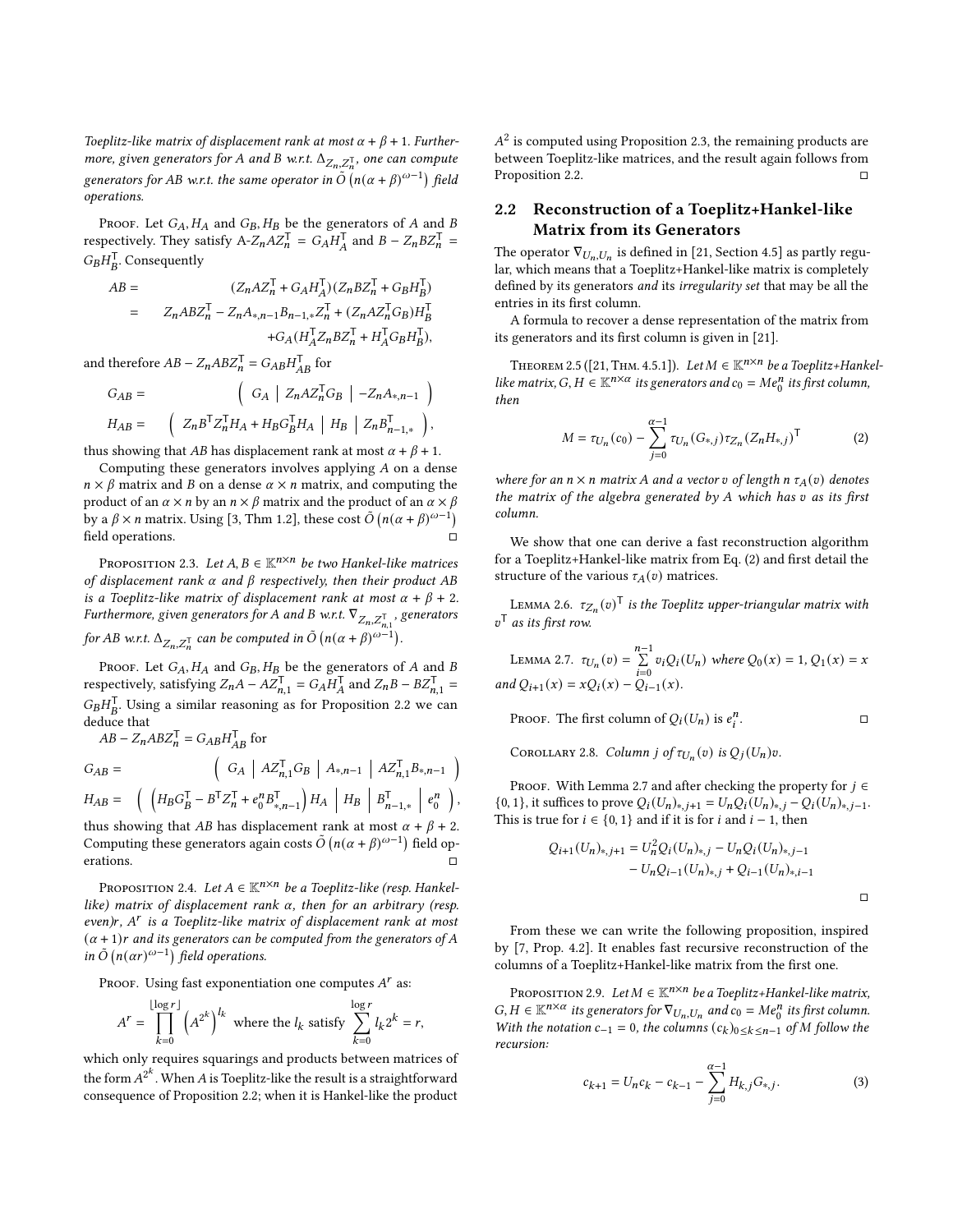*Toeplitz-like matrix of displacement rank at most $\alpha+\beta+1$. Furthermore, given generators for A and B w.r.t. $\Delta_{Z_n,Z_n^\intercal}$, one can compute generators for AB w.r.t. the same operator in $\tilde{O}\left(n(\alpha+\beta)^{\omega-1}\right)$ field operations.*

Proof. Let $G_A, H_A$ and $G_B, H_B$ be the generators of $A$ and $B$ respectively. They satisfy $A\text{-}Z_nAZ_n^\intercal = G_AH_A^\intercal$ and $B - Z_nBZ_n^\intercal = G_BH_B^\intercal$. Consequently

$$
\begin{aligned}
AB = \quad & (Z_nAZ_n^\intercal + G_AH_A^\intercal)(Z_nBZ_n^\intercal + G_BH_B^\intercal) \\
= \quad & Z_nABZ_n^\intercal - Z_nA_{*,n-1}B_{n-1,*}Z_n^\intercal + (Z_nAZ_n^\intercal G_B)H_B^\intercal \\
& + G_A(H_A^\intercal Z_nBZ_n^\intercal + H_A^\intercal G_BH_B^\intercal),
\end{aligned}
$$

and therefore $AB - Z_nABZ_n^\intercal = G_{AB}H_{AB}^\intercal$ for

$$
\begin{aligned}
G_{AB} = & \quad \left( \begin{array}{c|c|c} G_A & Z_nAZ_n^\intercal G_B & -Z_nA_{*,n-1} \end{array} \right) \\
H_{AB} = & \quad \left( \begin{array}{c|c|c} Z_nB^\intercal Z_n^\intercal H_A + H_BG_B^\intercal H_A & H_B & Z_nB_{n-1,*}^\intercal \end{array} \right),
\end{aligned}
$$

thus showing that $AB$ has displacement rank at most $\alpha+\beta+1$.

Computing these generators involves applying $A$ on a dense $n\times\beta$ matrix and $B$ on a dense $\alpha\times n$ matrix, and computing the product of an $\alpha\times n$ by an $n\times\beta$ matrix and the product of an $\alpha\times\beta$ by a $\beta\times n$ matrix. Using [3, Thm 1.2], these cost $\tilde{O}\left(n(\alpha+\beta)^{\omega-1}\right)$ field operations. ◻

Proposition 2.3. *Let $A, B \in \mathbb{K}^{n\times n}$ be two Hankel-like matrices of displacement rank $\alpha$ and $\beta$ respectively, then their product AB is a Toeplitz-like matrix of displacement rank at most $\alpha+\beta+2$. Furthermore, given generators for A and B w.r.t. $\nabla_{Z_n,Z_{n,1}^\intercal}$, generators for AB w.r.t. $\Delta_{Z_n,Z_n^\intercal}$ can be computed in $\tilde{O}\left(n(\alpha+\beta)^{\omega-1}\right)$.*

Proof. Let $G_A, H_A$ and $G_B, H_B$ be the generators of $A$ and $B$ respectively, satisfying $Z_nA - AZ_{n,1}^\intercal = G_AH_A^\intercal$ and $Z_nB - BZ_{n,1}^\intercal = G_BH_B^\intercal$. Using a similar reasoning as for Proposition 2.2 we can deduce that

$AB - Z_nABZ_n^\intercal = G_{AB}H_{AB}^\intercal$ for

$$
\begin{aligned}
G_{AB} = & \quad \left( \begin{array}{c|c|c|c} G_A & AZ_{n,1}^\intercal G_B & A_{*,n-1} & AZ_{n,1}^\intercal B_{*,n-1} \end{array} \right) \\
H_{AB} = & \left( \begin{array}{c|c|c|c} \left(H_BG_B^\intercal - B^\intercal Z_n^\intercal + e_0^nB_{*,n-1}^\intercal\right)H_A & H_B & B_{n-1,*}^\intercal & e_0^n \end{array} \right),
\end{aligned}
$$

thus showing that $AB$ has displacement rank at most $\alpha+\beta+2$. Computing these generators again costs $\tilde{O}\left(n(\alpha+\beta)^{\omega-1}\right)$ field operations. ◻

Proposition 2.4. *Let $A \in \mathbb{K}^{n\times n}$ be a Toeplitz-like (resp. Hankel-like) matrix of displacement rank $\alpha$, then for an arbitrary (resp. even)r, $A^r$ is a Toeplitz-like matrix of displacement rank at most $(\alpha+1)r$ and its generators can be computed from the generators of A in $\tilde{O}\left(n(\alpha r)^{\omega-1}\right)$ field operations.*

Proof. Using fast exponentiation one computes $A^r$ as:

$$
A^r = \prod_{k=0}^{\lfloor \log r \rfloor} \left(A^{2^k}\right)^{l_k} \text{ where the } l_k \text{ satisfy } \sum_{k=0}^{\log r} l_k 2^k = r,
$$

which only requires squarings and products between matrices of the form $A^{2^k}$. When $A$ is Toeplitz-like the result is a straightforward consequence of Proposition 2.2; when it is Hankel-like the product $A^2$ is computed using Proposition 2.3, the remaining products are between Toeplitz-like matrices, and the result again follows from Proposition 2.2. ◻

## 2.2 Reconstruction of a Toeplitz+Hankel-like Matrix from its Generators

The operator $\nabla_{U_n,U_n}$ is defined in [21, Section 4.5] as partly regular, which means that a Toeplitz+Hankel-like matrix is completely defined by its generators *and* its *irregularity set* that may be all the entries in its first column.

A formula to recover a dense representation of the matrix from its generators and its first column is given in [21].

Theorem 2.5 ([21, Thm. 4.5.1]). *Let $M \in \mathbb{K}^{n\times n}$ be a Toeplitz+Hankel-like matrix, $G, H \in \mathbb{K}^{n\times\alpha}$ its generators and $c_0 = Me_0^n$ its first column, then*

$$
M = \tau_{U_n}(c_0) - \sum_{j=0}^{\alpha-1} \tau_{U_n}(G_{*,j})\tau_{Z_n}(Z_nH_{*,j})^\intercal \tag{2}
$$

*where for an $n\times n$ matrix A and a vector v of length n $\tau_A(v)$ denotes the matrix of the algebra generated by A which has v as its first column.*

We show that one can derive a fast reconstruction algorithm for a Toeplitz+Hankel-like matrix from Eq. (2) and first detail the structure of the various $\tau_A(v)$ matrices.

Lemma 2.6. *$\tau_{Z_n}(v)^\intercal$ is the Toeplitz upper-triangular matrix with $v^\intercal$ as its first row.*

Lemma 2.7. *$\tau_{U_n}(v) = \sum_{i=0}^{n-1} v_iQ_i(U_n)$ where $Q_0(x) = 1$, $Q_1(x) = x$ and $Q_{i+1}(x) = xQ_i(x) - Q_{i-1}(x)$.*

Proof. The first column of $Q_i(U_n)$ is $e_i^n$. ◻

Corollary 2.8. *Column j of $\tau_{U_n}(v)$ is $Q_j(U_n)v$.*

Proof. With Lemma 2.7 and after checking the property for $j \in \{0,1\}$, it suffices to prove $Q_i(U_n)_{*,j+1} = U_nQ_i(U_n)_{*,j} - Q_i(U_n)_{*,j-1}$. This is true for $i \in \{0,1\}$ and if it is for $i$ and $i-1$, then

$$
\begin{aligned}
Q_{i+1}(U_n)_{*,j+1} = & \; U_n^2Q_i(U_n)_{*,j} - U_nQ_i(U_n)_{*,j-1} \\
& - U_nQ_{i-1}(U_n)_{*,j} + Q_{i-1}(U_n)_{*,i-1}
\end{aligned}
$$

◻

From these we can write the following proposition, inspired by [7, Prop. 4.2]. It enables fast recursive reconstruction of the columns of a Toeplitz+Hankel-like matrix from the first one.

Proposition 2.9. *Let $M \in \mathbb{K}^{n\times n}$ be a Toeplitz+Hankel-like matrix, $G, H \in \mathbb{K}^{n\times\alpha}$ its generators for $\nabla_{U_n,U_n}$ and $c_0 = Me_0^n$ its first column. With the notation $c_{-1} = 0$, the columns $(c_k)_{0\le k\le n-1}$ of M follow the recursion:*

$$
c_{k+1} = U_nc_k - c_{k-1} - \sum_{j=0}^{\alpha-1} H_{k,j}G_{*,j}. \tag{3}
$$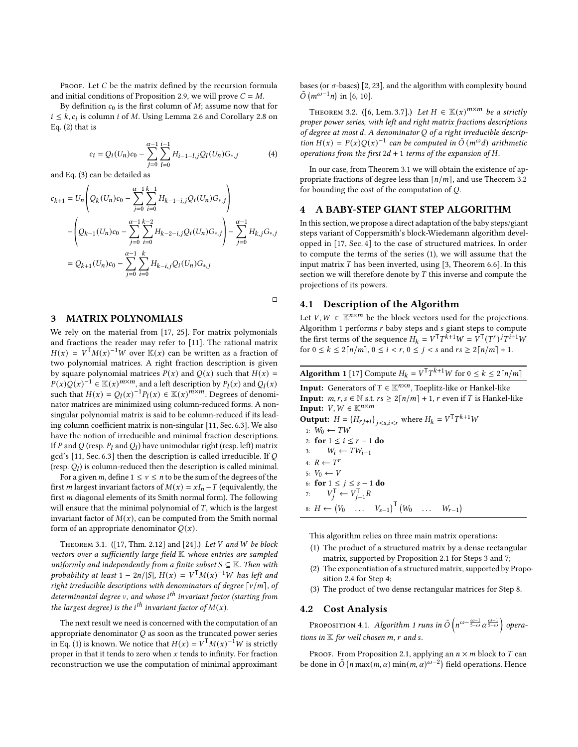Proof. Let $C$ be the matrix defined by the recursion formula and initial conditions of Proposition 2.9, we will prove $C = M$.

By definition $c_0$ is the first column of $M$; assume now that for $i \leq k$, $c_i$ is column $i$ of $M$. Using Lemma 2.6 and Corollary 2.8 on Eq. (2) that is

$$c_i = Q_i(U_n)c_0 - \sum_{j=0}^{\alpha-1}\sum_{l=0}^{i-1} H_{i-1-l,j}Q_l(U_n)G_{*,j} \tag{4}$$

and Eq. (3) can be detailed as

$$\begin{aligned} c_{k+1} &= U_n\left(Q_k(U_n)c_0 - \sum_{j=0}^{\alpha-1}\sum_{i=0}^{k-1} H_{k-1-i,j}Q_i(U_n)G_{*,j}\right) \\ &\quad - \left(Q_{k-1}(U_n)c_0 - \sum_{j=0}^{\alpha-1}\sum_{i=0}^{k-2} H_{k-2-i,j}Q_i(U_n)G_{*,j}\right) - \sum_{j=0}^{\alpha-1} H_{k,j}G_{*,j} \\ &= Q_{k+1}(U_n)c_0 - \sum_{j=0}^{\alpha-1}\sum_{i=0}^{k} H_{k-i,j}Q_i(U_n)G_{*,j} \end{aligned}$$

□

## 3 MATRIX POLYNOMIALS

We rely on the material from [17, 25]. For matrix polynomials and fractions the reader may refer to [11]. The rational matrix $H(x) = V^\mathsf{T}M(x)^{-1}W$ over $\mathbb{K}(x)$ can be written as a fraction of two polynomial matrices. A right fraction description is given by square polynomial matrices $P(x)$ and $Q(x)$ such that $H(x) = P(x)Q(x)^{-1} \in \mathbb{K}(x)^{m\times m}$, and a left description by $P_l(x)$ and $Q_l(x)$ such that $H(x) = Q_l(x)^{-1}P_l(x) \in \mathbb{K}(x)^{m\times m}$. Degrees of denominator matrices are minimized using column-reduced forms. A non-singular polynomial matrix is said to be column-reduced if its leading column coefficient matrix is non-singular [11, Sec. 6.3]. We also have the notion of irreducible and minimal fraction descriptions. If $P$ and $Q$ (resp. $P_l$ and $Q_l$) have unimodular right (resp. left) matrix gcd's [11, Sec. 6.3] then the description is called irreducible. If $Q$ (resp. $Q_l$) is column-reduced then the description is called minimal.

For a given $m$, define $1 \leq \nu \leq n$ to be the sum of the degrees of the first $m$ largest invariant factors of $M(x) = xI_n - T$ (equivalently, the first $m$ diagonal elements of its Smith normal form). The following will ensure that the minimal polynomial of $T$, which is the largest invariant factor of $M(x)$, can be computed from the Smith normal form of an appropriate denominator $Q(x)$.

Theorem 3.1. ([17, Thm. 2.12] and [24].) *Let $V$ and $W$ be block vectors over a sufficiently large field $\mathbb{K}$ whose entries are sampled uniformly and independently from a finite subset $S \subseteq \mathbb{K}$. Then with probability at least $1 - 2n/|S|$, $H(x) = V^\mathsf{T}M(x)^{-1}W$ has left and right irreducible descriptions with denominators of degree $\lceil \nu/m \rceil$, of determinantal degree $\nu$, and whose $i^{th}$ invariant factor (starting from the largest degree) is the $i^{th}$ invariant factor of $M(x)$.*

The next result we need is concerned with the computation of an appropriate denominator $Q$ as soon as the truncated power series in Eq. (1) is known. We notice that $H(x) = V^\mathsf{T}M(x)^{-1}W$ is strictly proper in that it tends to zero when $x$ tends to infinity. For fraction reconstruction we use the computation of minimal approximant bases (or $\sigma$-bases) [2, 23], and the algorithm with complexity bound $\tilde{O}\left(m^{\omega-1}n\right)$ in [6, 10].

Theorem 3.2. ([6, Lem. 3.7].) *Let $H \in \mathbb{K}(x)^{m\times m}$ be a strictly proper power series, with left and right matrix fractions descriptions of degree at most $d$. A denominator $Q$ of a right irreducible description $H(x) = P(x)Q(x)^{-1}$ can be computed in $\tilde{O}\left(m^{\omega}d\right)$ arithmetic operations from the first $2d + 1$ terms of the expansion of $H$.*

In our case, from Theorem 3.1 we will obtain the existence of appropriate fractions of degree less than $\lceil n/m \rceil$, and use Theorem 3.2 for bounding the cost of the computation of $Q$.

## 4 A BABY-STEP GIANT STEP ALGORITHM

In this section, we propose a direct adaptation of the baby steps/giant steps variant of Coppersmith's block-Wiedemann algorithm developped in [17, Sec. 4] to the case of structured matrices. In order to compute the terms of the series (1), we will assume that the input matrix $T$ has been inverted, using [3, Theorem 6.6]. In this section we will therefore denote by $T$ this inverse and compute the projections of its powers.

### 4.1 Description of the Algorithm

Let $V, W \in \mathbb{K}^{n\times m}$ be the block vectors used for the projections. Algorithm 1 performs $r$ baby steps and $s$ giant steps to compute the first terms of the sequence $H_k = V^\mathsf{T}T^{k+1}W = V^\mathsf{T}(T^r)^jT^{i+1}W$ for $0 \leq k \leq 2\lceil n/m \rceil$, $0 \leq i < r$, $0 \leq j < s$ and $rs \geq 2\lceil n/m \rceil + 1$.

**Algorithm 1** [17] Compute $H_k = V^\mathsf{T}T^{k+1}W$ for $0 \leq k \leq 2\lceil n/m \rceil$

**Input:** Generators of $T \in \mathbb{K}^{n\times n}$, Toeplitz-like or Hankel-like
**Input:** $m, r, s \in \mathbb{N}$ s.t. $rs \geq 2\lceil n/m \rceil + 1$, $r$ even if $T$ is Hankel-like
**Input:** $V, W \in \mathbb{K}^{n\times m}$
**Output:** $H = \left(H_{rj+i}\right)_{j<s, i<r}$ where $H_k = V^\mathsf{T}T^{k+1}W$

1: $W_0 \leftarrow TW$
2: **for** $1 \leq i \leq r-1$ **do**
3: $\quad W_i \leftarrow TW_{i-1}$
4: $R \leftarrow T^r$
5: $V_0 \leftarrow V$
6: **for** $1 \leq j \leq s-1$ **do**
7: $\quad V_j^\mathsf{T} \leftarrow V_{j-1}^\mathsf{T}R$
8: $H \leftarrow \begin{pmatrix} V_0 & \dots & V_{s-1}\end{pmatrix}^\mathsf{T}\begin{pmatrix} W_0 & \dots & W_{r-1}\end{pmatrix}$

This algorithm relies on three main matrix operations:

(1) The product of a structured matrix by a dense rectangular matrix, supported by Proposition 2.1 for Steps 3 and 7;
(2) The exponentiation of a structured matrix, supported by Proposition 2.4 for Step 4;
(3) The product of two dense rectangular matrices for Step 8.

### 4.2 Cost Analysis

Proposition 4.1. *Algorithm 1 runs in $\tilde{O}\left(n^{\omega-\frac{\omega-1}{5-\omega}}\alpha^{\frac{\omega-1}{5-\omega}}\right)$ operations in $\mathbb{K}$ for well chosen $m$, $r$ and $s$.*

Proof. From Proposition 2.1, applying an $n \times m$ block to $T$ can be done in $\tilde{O}\left(n\max(m,\alpha)\min(m,\alpha)^{\omega-2}\right)$ field operations. Hence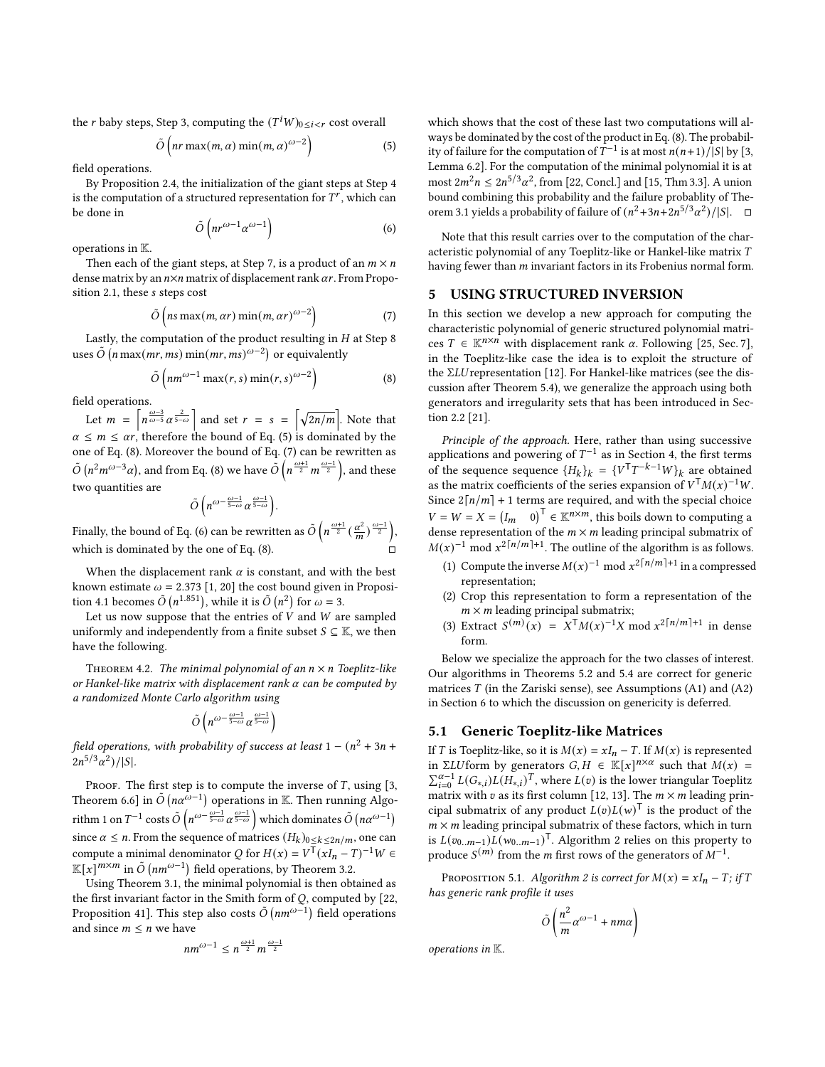the $r$ baby steps, Step 3, computing the $(T^i W)_{0\le i<r}$ cost overall

$$\tilde{O}\left(nr\max(m,\alpha)\min(m,\alpha)^{\omega-2}\right) \tag{5}$$

field operations.

By Proposition 2.4, the initialization of the giant steps at Step 4 is the computation of a structured representation for $T^r$, which can be done in

$$\tilde{O}\left(nr^{\omega-1}\alpha^{\omega-1}\right) \tag{6}$$

operations in $\mathbb{K}$.

Then each of the giant steps, at Step 7, is a product of an $m \times n$ dense matrix by an $n{\times}n$ matrix of displacement rank $\alpha r$. From Proposition 2.1, these $s$ steps cost

$$\tilde{O}\left(ns\max(m,\alpha r)\min(m,\alpha r)^{\omega-2}\right) \tag{7}$$

Lastly, the computation of the product resulting in $H$ at Step 8 uses $\tilde{O}\left(n\max(mr,ms)\min(mr,ms)^{\omega-2}\right)$ or equivalently

$$\tilde{O}\left(nm^{\omega-1}\max(r,s)\min(r,s)^{\omega-2}\right) \tag{8}$$

field operations.

Let $m = \left\lceil n^{\frac{\omega-3}{\omega-5}}\alpha^{\frac{2}{5-\omega}}\right\rceil$ and set $r = s = \left\lceil\sqrt{2n/m}\right\rceil$. Note that $\alpha \le m \le \alpha r$, therefore the bound of Eq. (5) is dominated by the one of Eq. (8). Moreover the bound of Eq. (7) can be rewritten as $\tilde{O}\left(n^2 m^{\omega-3}\alpha\right)$, and from Eq. (8) we have $\tilde{O}\left(n^{\frac{\omega+1}{2}}m^{\frac{\omega-1}{2}}\right)$, and these two quantities are

$$\tilde{O}\left(n^{\omega-\frac{\omega-1}{5-\omega}}\alpha^{\frac{\omega-1}{5-\omega}}\right).$$

Finally, the bound of Eq. (6) can be rewritten as $\tilde{O}\left(n^{\frac{\omega+1}{2}}(\frac{\alpha^2}{m})^{\frac{\omega-1}{2}}\right)$, which is dominated by the one of Eq. (8). ◻

When the displacement rank $\alpha$ is constant, and with the best known estimate $\omega = 2.373$ [1, 20] the cost bound given in Proposition 4.1 becomes $\tilde{O}\left(n^{1.851}\right)$, while it is $\tilde{O}\left(n^2\right)$ for $\omega = 3$.

Let us now suppose that the entries of $V$ and $W$ are sampled uniformly and independently from a finite subset $S \subseteq \mathbb{K}$, we then have the following.

Theorem 4.2. *The minimal polynomial of an $n \times n$ Toeplitz-like or Hankel-like matrix with displacement rank $\alpha$ can be computed by a randomized Monte Carlo algorithm using*

$$\tilde{O}\left(n^{\omega-\frac{\omega-1}{5-\omega}}\alpha^{\frac{\omega-1}{5-\omega}}\right)$$

*field operations, with probability of success at least $1-(n^2+3n+2n^{5/3}\alpha^2)/|S|$.*

Proof. The first step is to compute the inverse of $T$, using [3, Theorem 6.6] in $\tilde{O}\left(n\alpha^{\omega-1}\right)$ operations in $\mathbb{K}$. Then running Algorithm 1 on $T^{-1}$ costs $\tilde{O}\left(n^{\omega-\frac{\omega-1}{5-\omega}}\alpha^{\frac{\omega-1}{5-\omega}}\right)$ which dominates $\tilde{O}\left(n\alpha^{\omega-1}\right)$ since $\alpha \le n$. From the sequence of matrices $(H_k)_{0\le k\le 2n/m}$, one can compute a minimal denominator $Q$ for $H(x) = V^{\mathsf{T}}(xI_n - T)^{-1}W \in \mathbb{K}[x]^{m\times m}$ in $\tilde{O}\left(nm^{\omega-1}\right)$ field operations, by Theorem 3.2.

Using Theorem 3.1, the minimal polynomial is then obtained as the first invariant factor in the Smith form of $Q$, computed by [22, Proposition 41]. This step also costs $\tilde{O}\left(nm^{\omega-1}\right)$ field operations and since $m \le n$ we have

$$nm^{\omega-1} \le n^{\frac{\omega+1}{2}}m^{\frac{\omega-1}{2}}$$

which shows that the cost of these last two computations will always be dominated by the cost of the product in Eq. (8). The probability of failure for the computation of $T^{-1}$ is at most $n(n+1)/|S|$ by [3, Lemma 6.2]. For the computation of the minimal polynomial it is at most $2m^2 n \le 2n^{5/3}\alpha^2$, from [22, Concl.] and [15, Thm 3.3]. A union bound combining this probability and the failure probablity of Theorem 3.1 yields a probability of failure of $(n^2+3n+2n^{5/3}\alpha^2)/|S|$. ◻

Note that this result carries over to the computation of the characteristic polynomial of any Toeplitz-like or Hankel-like matrix $T$ having fewer than $m$ invariant factors in its Frobenius normal form.

## 5 USING STRUCTURED INVERSION

In this section we develop a new approach for computing the characteristic polynomial of generic structured polynomial matrices $T \in \mathbb{K}^{n\times n}$ with displacement rank $\alpha$. Following [25, Sec. 7], in the Toeplitz-like case the idea is to exploit the structure of the $\Sigma LU$representation [12]. For Hankel-like matrices (see the discussion after Theorem 5.4), we generalize the approach using both generators and irregularity sets that has been introduced in Section 2.2 [21].

*Principle of the approach.* Here, rather than using successive applications and powering of $T^{-1}$ as in Section 4, the first terms of the sequence sequence $\{H_k\}_k = \{V^{\mathsf{T}}T^{-k-1}W\}_k$ are obtained as the matrix coefficients of the series expansion of $V^{\mathsf{T}}M(x)^{-1}W$. Since $2\lceil n/m\rceil + 1$ terms are required, and with the special choice $V = W = X = \begin{pmatrix} I_m & 0\end{pmatrix}^{\mathsf{T}} \in \mathbb{K}^{n\times m}$, this boils down to computing a dense representation of the $m\times m$ leading principal submatrix of $M(x)^{-1} \bmod x^{2\lceil n/m\rceil+1}$. The outline of the algorithm is as follows.

1. Compute the inverse $M(x)^{-1} \bmod x^{2\lceil n/m\rceil+1}$ in a compressed representation;
2. Crop this representation to form a representation of the $m\times m$ leading principal submatrix;
3. Extract $S^{(m)}(x) = X^{\mathsf{T}}M(x)^{-1}X \bmod x^{2\lceil n/m\rceil+1}$ in dense form.

Below we specialize the approach for the two classes of interest. Our algorithms in Theorems 5.2 and 5.4 are correct for generic matrices $T$ (in the Zariski sense), see Assumptions (A1) and (A2) in Section 6 to which the discussion on genericity is deferred.

### 5.1 Generic Toeplitz-like Matrices

If $T$ is Toeplitz-like, so it is $M(x) = xI_n - T$. If $M(x)$ is represented in $\Sigma LU$form by generators $G, H \in \mathbb{K}[x]^{n\times\alpha}$ such that $M(x) = \sum_{i=0}^{\alpha-1} L(G_{*,i})L(H_{*,i})^T$, where $L(v)$ is the lower triangular Toeplitz matrix with $v$ as its first column [12, 13]. The $m\times m$ leading principal submatrix of any product $L(v)L(w)^{\mathsf{T}}$ is the product of the $m\times m$ leading principal submatrix of these factors, which in turn is $L(v_{0..m-1})L(w_{0..m-1})^{\mathsf{T}}$. Algorithm 2 relies on this property to produce $S^{(m)}$ from the $m$ first rows of the generators of $M^{-1}$.

Proposition 5.1. *Algorithm 2 is correct for $M(x) = xI_n - T$; if $T$ has generic rank profile it uses*

$$\tilde{O}\left(\frac{n^2}{m}\alpha^{\omega-1} + nm\alpha\right)$$

*operations in $\mathbb{K}$.*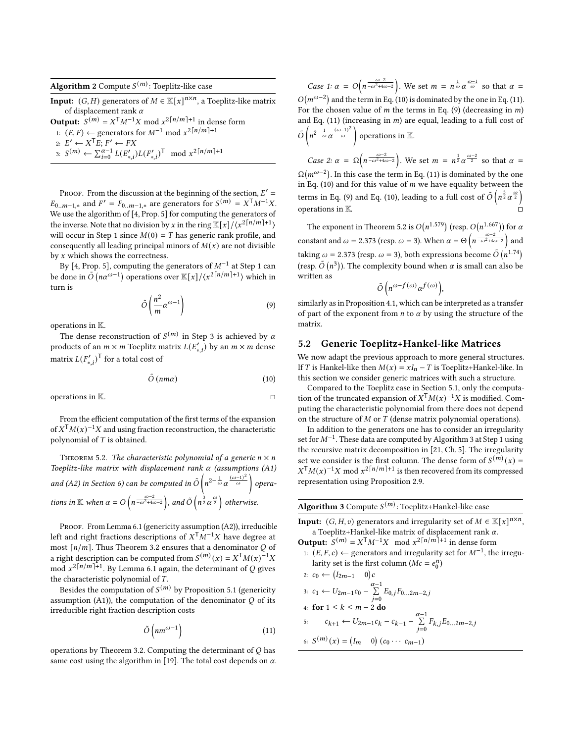**Algorithm 2** Compute $S^{(m)}$: Toeplitz-like case

**Input:** $(G, H)$ generators of $M \in \mathbb{K}[x]^{n\times n}$, a Toeplitz-like matrix of displacement rank $\alpha$

**Output:** $S^{(m)} = X^\mathsf{T} M^{-1} X \bmod x^{2\lceil n/m\rceil+1}$ in dense form

1: $(E, F) \leftarrow$ generators for $M^{-1} \bmod x^{2\lceil n/m\rceil+1}$
2: $E' \leftarrow X^\mathsf{T} E$; $F' \leftarrow FX$
3: $S^{(m)} \leftarrow \sum_{i=0}^{\alpha-1} L(E'_{*,i})L(F'_{*,i})^\mathsf{T} \bmod x^{2\lceil n/m\rceil+1}$

Proof. From the discussion at the beginning of the section, $E' = E_{0..m-1,*}$ and $F' = F_{0..m-1,*}$ are generators for $S^{(m)} = X^\mathsf{T} M^{-1} X$. We use the algorithm of [4, Prop. 5] for computing the generators of the inverse. Note that no division by $x$ in the ring $\mathbb{K}[x]/\langle x^{2\lceil n/m\rceil+1}\rangle$ will occur in Step 1 since $M(0) = T$ has generic rank profile, and consequently all leading principal minors of $M(x)$ are not divisible by $x$ which shows the correctness.

By [4, Prop. 5], computing the generators of $M^{-1}$ at Step 1 can be done in $\tilde{O}(n\alpha^{\omega-1})$ operations over $\mathbb{K}[x]/\langle x^{2\lceil n/m\rceil+1}\rangle$ which in turn is

$$\tilde{O}\left(\frac{n^2}{m}\alpha^{\omega-1}\right) \tag{9}$$

operations in $\mathbb{K}$.

The dense reconstruction of $S^{(m)}$ in Step 3 is achieved by $\alpha$ products of an $m\times m$ Toeplitz matrix $L(E'_{*,i})$ by an $m\times m$ dense matrix $L(F'_{*,i})^\mathsf{T}$ for a total cost of

$$\tilde{O}(nm\alpha) \tag{10}$$

operations in $\mathbb{K}$. □

From the efficient computation of the first terms of the expansion of $X^\mathsf{T} M(x)^{-1} X$ and using fraction reconstruction, the characteristic polynomial of $T$ is obtained.

Theorem 5.2. *The characteristic polynomial of a generic $n\times n$ Toeplitz-like matrix with displacement rank $\alpha$ (assumptions (A1) and (A2) in Section 6) can be computed in $\tilde{O}\left(n^{2-\frac{1}{\omega}}\alpha^{\frac{(\omega-1)^2}{\omega}}\right)$ operations in $\mathbb{K}$ when $\alpha = O\left(n^{\frac{\omega-2}{-\omega^2+4\omega-2}}\right)$, and $\tilde{O}\left(n^{\frac{3}{2}}\alpha^{\frac{\omega}{2}}\right)$ otherwise.*

Proof. From Lemma 6.1 (genericity assumption (A2)), irreducible left and right fractions descriptions of $X^\mathsf{T} M^{-1} X$ have degree at most $\lceil n/m\rceil$. Thus Theorem 3.2 ensures that a denominator $Q$ of a right description can be computed from $S^{(m)}(x) = X^\mathsf{T} M(x)^{-1} X \bmod x^{2\lceil n/m\rceil+1}$. By Lemma 6.1 again, the determinant of $Q$ gives the characteristic polynomial of $T$.

Besides the computation of $S^{(m)}$ by Proposition 5.1 (genericity assumption (A1)), the computation of the denominator $Q$ of its irreducible right fraction description costs

$$\tilde{O}\left(nm^{\omega-1}\right) \tag{11}$$

operations by Theorem 3.2. Computing the determinant of $Q$ has same cost using the algorithm in [19]. The total cost depends on $\alpha$.

*Case 1:* $\alpha = O\left(n^{\frac{\omega-2}{-\omega^2+4\omega-2}}\right)$. We set $m = n^{\frac{1}{\omega}}\alpha^{\frac{\omega-1}{\omega}}$ so that $\alpha = O(m^{\omega-2})$ and the term in Eq. (10) is dominated by the one in Eq. (11). For the chosen value of $m$ the terms in Eq. (9) (decreasing in $m$) and Eq. (11) (increasing in $m$) are equal, leading to a full cost of $\tilde{O}\left(n^{2-\frac{1}{\omega}}\alpha^{\frac{(\omega-1)^2}{\omega}}\right)$ operations in $\mathbb{K}$.

*Case 2:* $\alpha = \Omega\left(n^{\frac{\omega-2}{-\omega^2+4\omega-2}}\right)$. We set $m = n^{\frac{1}{2}}\alpha^{\frac{\omega-2}{2}}$ so that $\alpha = \Omega(m^{\omega-2})$. In this case the term in Eq. (11) is dominated by the one in Eq. (10) and for this value of $m$ we have equality between the terms in Eq. (9) and Eq. (10), leading to a full cost of $\tilde{O}\left(n^{\frac{3}{2}}\alpha^{\frac{\omega}{2}}\right)$ operations in $\mathbb{K}$. □

The exponent in Theorem 5.2 is $O(n^{1.579})$ (resp. $O(n^{1.667})$) for $\alpha$ constant and $\omega = 2.373$ (resp. $\omega = 3$). When $\alpha = \Theta\left(n^{\frac{\omega-2}{-\omega^2+4\omega-2}}\right)$ and taking $\omega = 2.373$ (resp. $\omega = 3$), both expressions become $\tilde{O}(n^{1.74})$ (resp. $\tilde{O}(n^3)$). The complexity bound when $\alpha$ is small can also be written as

$$\tilde{O}\left(n^{\omega-f(\omega)}\alpha^{f(\omega)}\right),$$

similarly as in Proposition 4.1, which can be interpreted as a transfer of part of the exponent from $n$ to $\alpha$ by using the structure of the matrix.

## 5.2 Generic Toeplitz+Hankel-like Matrices

We now adapt the previous approach to more general structures. If $T$ is Hankel-like then $M(x) = xI_n - T$ is Toeplitz+Hankel-like. In this section we consider generic matrices with such a structure.

Compared to the Toeplitz case in Section 5.1, only the computation of the truncated expansion of $X^\mathsf{T} M(x)^{-1} X$ is modified. Computing the characteristic polynomial from there does not depend on the structure of $M$ or $T$ (dense matrix polynomial operations).

In addition to the generators one has to consider an irregularity set for $M^{-1}$. These data are computed by Algorithm 3 at Step 1 using the recursive matrix decomposition in [21, Ch. 5]. The irregularity set we consider is the first column. The dense form of $S^{(m)}(x) = X^\mathsf{T} M(x)^{-1} X \bmod x^{2\lceil n/m\rceil+1}$ is then recovered from its compressed representation using Proposition 2.9.

**Algorithm 3** Compute $S^{(m)}$: Toeplitz+Hankel-like case

**Input:** $(G, H, v)$ generators and irregularity set of $M \in \mathbb{K}[x]^{n\times n}$, a Toeplitz+Hankel-like matrix of displacement rank $\alpha$.

**Output:** $S^{(m)} = X^\mathsf{T} M^{-1} X \bmod x^{2\lceil n/m\rceil+1}$ in dense form

1: $(E, F, c) \leftarrow$ generators and irregularity set for $M^{-1}$, the irregularity set is the first column ($Mc = e_0^n$)
2: $c_0 \leftarrow \begin{pmatrix} I_{2m-1} & 0 \end{pmatrix} c$
3: $c_1 \leftarrow U_{2m-1}c_0 - \sum_{j=0}^{\alpha-1} E_{0,j}F_{0\ldots 2m-2,j}$
4: **for** $1 \le k \le m-2$ **do**
5: $\quad c_{k+1} \leftarrow U_{2m-1}c_k - c_{k-1} - \sum_{j=0}^{\alpha-1} F_{k,j}E_{0\ldots 2m-2,j}$
6: $S^{(m)}(x) = \begin{pmatrix} I_m & 0 \end{pmatrix}(c_0 \cdots c_{m-1})$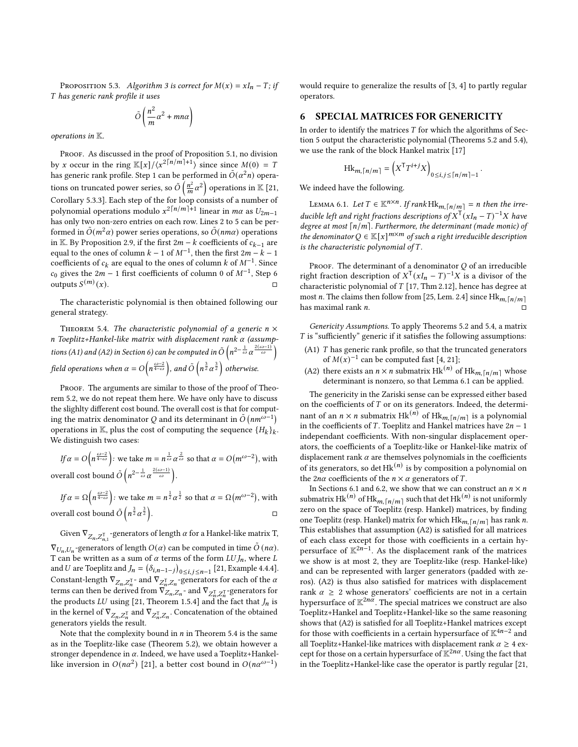Proposition 5.3. *Algorithm 3 is correct for $M(x) = xI_n - T$; if $T$ has generic rank profile it uses*

$$\tilde{O}\left(\frac{n^2}{m}\alpha^2 + mn\alpha\right)$$

*operations in $\mathbb{K}$.*

Proof. As discussed in the proof of Proposition 5.1, no division by $x$ occur in the ring $\mathbb{K}[x]/\langle x^{2\lceil n/m\rceil+1}\rangle$ since since $M(0) = T$ has generic rank profile. Step 1 can be performed in $\tilde{O}(\alpha^2 n)$ operations on truncated power series, so $\tilde{O}\left(\frac{n^2}{m}\alpha^2\right)$ operations in $\mathbb{K}$ [21, Corollary 5.3.3]. Each step of the for loop consists of a number of polynomial operations modulo $x^{2\lceil n/m\rceil+1}$ linear in $m\alpha$ as $U_{2m-1}$ has only two non-zero entries on each row. Lines 2 to 5 can be performed in $\tilde{O}(m^2\alpha)$ power series operations, so $\tilde{O}(nm\alpha)$ operations in $\mathbb{K}$. By Proposition 2.9, if the first $2m - k$ coefficients of $c_{k-1}$ are equal to the ones of column $k - 1$ of $M^{-1}$, then the first $2m - k - 1$ coefficients of $c_k$ are equal to the ones of column $k$ of $M^{-1}$. Since $c_0$ gives the $2m - 1$ first coefficients of column 0 of $M^{-1}$, Step 6 outputs $S^{(m)}(x)$. □

The characteristic polynomial is then obtained following our general strategy.

Theorem 5.4. *The characteristic polynomial of a generic $n \times n$ Toeplitz+Hankel-like matrix with displacement rank $\alpha$ (assumptions (A1) and (A2) in Section 6) can be computed in $\tilde{O}\left(n^{2-\frac{1}{\omega}}\alpha^{\frac{2(\omega-1)}{\omega}}\right)$ field operations when $\alpha = O\left(n^{\frac{\omega-2}{4-\omega}}\right)$, and $\tilde{O}\left(n^{\frac{3}{2}}\alpha^{\frac{3}{2}}\right)$ otherwise.*

Proof. The arguments are similar to those of the proof of Theorem 5.2, we do not repeat them here. We have only have to discuss the slighlty different cost bound. The overall cost is that for computing the matrix denominator $Q$ and its determinant in $\tilde{O}\left(nm^{\omega-1}\right)$ operations in $\mathbb{K}$, plus the cost of computing the sequence $\{H_k\}_k$. We distinguish two cases:

*If $\alpha = O\left(n^{\frac{\omega-2}{4-\omega}}\right)$:* we take $m = n^{\frac{1}{\omega}}\alpha^{\frac{2}{\omega}}$ so that $\alpha = O\left(m^{\omega-2}\right)$, with overall cost bound $\tilde{O}\left(n^{2-\frac{1}{\omega}}\alpha^{\frac{2(\omega-1)}{\omega}}\right)$.

*If $\alpha = \Omega\left(n^{\frac{\omega-2}{4-\omega}}\right)$:* we take $m = n^{\frac{1}{2}}\alpha^{\frac{1}{2}}$ so that $\alpha = \Omega\left(m^{\omega-2}\right)$, with overall cost bound $\tilde{O}\left(n^{\frac{3}{2}}\alpha^{\frac{3}{2}}\right)$. □

Given $\nabla_{Z_n,Z_{n,1}^\intercal}$-generators of length $\alpha$ for a Hankel-like matrix T, $\nabla_{U_n,U_n}$-generators of length $O(\alpha)$ can be computed in time $\tilde{O}(n\alpha)$. T can be written as a sum of $\alpha$ terms of the form $LUJ_n$, where $L$ and $U$ are Toeplitz and $J_n = \left(\delta_{i,n-1-j}\right)_{0\le i,j\le n-1}$ [21, Example 4.4.4]. Constant-length $\nabla_{Z_n,Z_n^\intercal}$- and $\nabla_{Z_n^\intercal,Z_n}$-generators for each of the $\alpha$ terms can then be derived from $\nabla_{Z_n,Z_n}$- and $\nabla_{Z_n^\intercal,Z_n^\intercal}$-generators for the products $LU$ using [21, Theorem 1.5.4] and the fact that $J_n$ is in the kernel of $\nabla_{Z_n,Z_n^\intercal}$ and $\nabla_{Z_n^\intercal,Z_n}$. Concatenation of the obtained generators yields the result.

Note that the complexity bound in $n$ in Theorem 5.4 is the same as in the Toeplitz-like case (Theorem 5.2), we obtain however a stronger dependence in $\alpha$. Indeed, we have used a Toeplitz+Hankel-like inversion in $O(n\alpha^2)$ [21], a better cost bound in $O(n\alpha^{\omega-1})$ would require to generalize the results of [3, 4] to partly regular operators.

## 6 SPECIAL MATRICES FOR GENERICITY

In order to identify the matrices $T$ for which the algorithms of Section 5 output the characteristic polynomial (Theorems 5.2 and 5.4), we use the rank of the block Hankel matrix [17]

$$\mathrm{Hk}_{m,\lceil n/m\rceil} = \left(X^\intercal T^{i+j}X\right)_{0\le i,j\le\lceil n/m\rceil-1}.$$

We indeed have the following.

Lemma 6.1. *Let $T \in \mathbb{K}^{n\times n}$. If rank $\mathrm{Hk}_{m,\lceil n/m\rceil} = n$ then the irreducible left and right fractions descriptions of $X^\intercal(xI_n - T)^{-1}X$ have degree at most $\lceil n/m\rceil$. Furthermore, the determinant (made monic) of the denominator $Q \in \mathbb{K}[x]^{m\times m}$ of such a right irreducible description is the characteristic polynomial of $T$.*

Proof. The determinant of a denominator $Q$ of an irreducible right fraction description of $X^\intercal(xI_n - T)^{-1}X$ is a divisor of the characteristic polynomial of $T$ [17, Thm 2.12], hence has degree at most $n$. The claims then follow from [25, Lem. 2.4] since $\mathrm{Hk}_{m,\lceil n/m\rceil}$ has maximal rank $n$. □

*Genericity Assumptions.* To apply Theorems 5.2 and 5.4, a matrix $T$ is "sufficiently" generic if it satisfies the following assumptions:

- (A1) $T$ has generic rank profile, so that the truncated generators of $M(x)^{-1}$ can be computed fast [4, 21];
- (A2) there exists an $n \times n$ submatrix $\mathrm{Hk}^{(n)}$ of $\mathrm{Hk}_{m,\lceil n/m\rceil}$ whose determinant is nonzero, so that Lemma 6.1 can be applied.

The genericity in the Zariski sense can be expressed either based on the coefficients of $T$ or on its generators. Indeed, the determinant of an $n \times n$ submatrix $\mathrm{Hk}^{(n)}$ of $\mathrm{Hk}_{m,\lceil n/m\rceil}$ is a polynomial in the coefficients of $T$. Toeplitz and Hankel matrices have $2n - 1$ independant coefficients. With non-singular displacement operators, the coefficients of a Toeplitz-like or Hankel-like matrix of displacement rank $\alpha$ are themselves polynomials in the coefficients of its generators, so $\det \mathrm{Hk}^{(n)}$ is by composition a polynomial on the $2n\alpha$ coefficients of the $n \times \alpha$ generators of $T$.

In Sections 6.1 and 6.2, we show that we can construct an $n \times n$ submatrix $\mathrm{Hk}^{(n)}$ of $\mathrm{Hk}_{m,\lceil n/m\rceil}$ such that $\det \mathrm{Hk}^{(n)}$ is not uniformly zero on the space of Toeplitz (resp. Hankel) matrices, by finding one Toeplitz (resp. Hankel) matrix for which $\mathrm{Hk}_{m,\lceil n/m\rceil}$ has rank $n$. This establishes that assumption (A2) is satisfied for all matrices of each class except for those with coefficients in a certain hypersurface of $\mathbb{K}^{2n-1}$. As the displacement rank of the matrices we show is at most 2, they are Toeplitz-like (resp. Hankel-like) and can be represented with larger generators (padded with zeros). (A2) is thus also satisfied for matrices with displacement rank $\alpha \ge 2$ whose generators' coefficients are not in a certain hypersurface of $\mathbb{K}^{2n\alpha}$. The special matrices we construct are also Toeplitz+Hankel and Toeplitz+Hankel-like so the same reasoning shows that (A2) is satisfied for all Toeplitz+Hankel matrices except for those with coefficients in a certain hypersurface of $\mathbb{K}^{4n-2}$ and all Toeplitz+Hankel-like matrices with displacement rank $\alpha \ge 4$ except for those on a certain hypersurface of $\mathbb{K}^{2n\alpha}$. Using the fact that in the Toeplitz+Hankel-like case the operator is partly regular [21,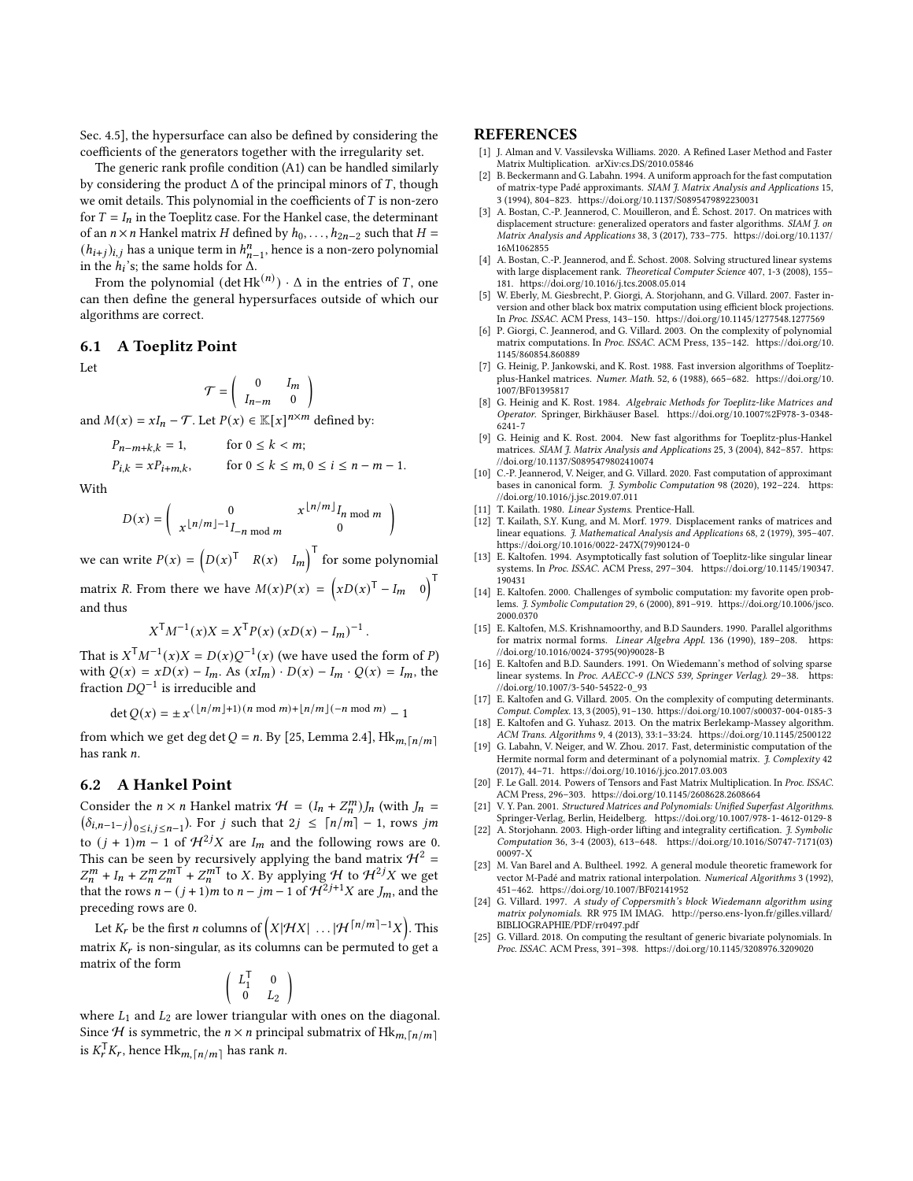Sec. 4.5], the hypersurface can also be defined by considering the coefficients of the generators together with the irregularity set.

The generic rank profile condition (A1) can be handled similarly by considering the product $\Delta$ of the principal minors of $T$, though we omit details. This polynomial in the coefficients of $T$ is non-zero for $T = I_n$ in the Toeplitz case. For the Hankel case, the determinant of an $n \times n$ Hankel matrix $H$ defined by $h_0, \ldots, h_{2n-2}$ such that $H = (h_{i+j})_{i,j}$ has a unique term in $h_{n-1}^n$, hence is a non-zero polynomial in the $h_i$'s; the same holds for $\Delta$.

From the polynomial $(\det \mathrm{Hk}^{(n)}) \cdot \Delta$ in the entries of $T$, one can then define the general hypersurfaces outside of which our algorithms are correct.

### 6.1 A Toeplitz Point

Let

$$\mathcal{T} = \begin{pmatrix} 0 & I_m \\ I_{n-m} & 0 \end{pmatrix}$$

and $M(x) = xI_n - \mathcal{T}$. Let $P(x) \in \mathbb{K}[x]^{n \times m}$ defined by:

$$P_{n-m+k,k} = 1, \qquad \text{for } 0 \le k < m;$$
$$P_{i,k} = xP_{i+m,k}, \qquad \text{for } 0 \le k \le m, 0 \le i \le n-m-1.$$

With

$$D(x) = \begin{pmatrix} 0 & x^{\lfloor n/m \rfloor} I_{n \bmod m} \\ x^{\lfloor n/m \rfloor - 1} I_{-n \bmod m} & 0 \end{pmatrix}$$

we can write $P(x) = \begin{pmatrix} D(x)^\top & R(x) & I_m \end{pmatrix}^\top$ for some polynomial matrix $R$. From there we have $M(x)P(x) = \begin{pmatrix} xD(x)^\top - I_m & 0 \end{pmatrix}^\top$ and thus

$$X^\top M^{-1}(x) X = X^\top P(x) \left(xD(x) - I_m\right)^{-1}.$$

That is $X^\top M^{-1}(x)X = D(x)Q^{-1}(x)$ (we have used the form of $P$) with $Q(x) = xD(x) - I_m$. As $(xI_m) \cdot D(x) - I_m \cdot Q(x) = I_m$, the fraction $DQ^{-1}$ is irreducible and

$$\det Q(x) = \pm x^{(\lfloor n/m \rfloor + 1)(n \bmod m) + \lfloor n/m \rfloor(-n \bmod m)} - 1$$

from which we get $\deg \det Q = n$. By [25, Lemma 2.4], $\mathrm{Hk}_{m,\lceil n/m \rceil}$ has rank $n$.

### 6.2 A Hankel Point

Consider the $n \times n$ Hankel matrix $\mathcal{H} = (I_n + Z_n^m)J_n$ (with $J_n = (\delta_{i,n-1-j})_{0 \le i,j \le n-1}$). For $j$ such that $2j \le \lceil n/m \rceil - 1$, rows $jm$ to $(j+1)m - 1$ of $\mathcal{H}^{2j}X$ are $I_m$ and the following rows are 0. This can be seen by recursively applying the band matrix $\mathcal{H}^2 = Z_n^m + I_n + Z_n^m Z_n^{m\top} + Z_n^{m\top}$ to $X$. By applying $\mathcal{H}$ to $\mathcal{H}^{2j}X$ we get that the rows $n - (j+1)m$ to $n - jm - 1$ of $\mathcal{H}^{2j+1}X$ are $J_m$, and the preceding rows are 0.

Let $K_r$ be the first $n$ columns of $\left(X|\mathcal{H}X| \ \ldots |\mathcal{H}^{\lceil n/m \rceil - 1}X\right)$. This matrix $K_r$ is non-singular, as its columns can be permuted to get a matrix of the form

$$\begin{pmatrix} L_1^\top & 0 \\ 0 & L_2 \end{pmatrix}$$

where $L_1$ and $L_2$ are lower triangular with ones on the diagonal. Since $\mathcal{H}$ is symmetric, the $n \times n$ principal submatrix of $\mathrm{Hk}_{m,\lceil n/m \rceil}$ is $K_r^\top K_r$, hence $\mathrm{Hk}_{m,\lceil n/m \rceil}$ has rank $n$.

## REFERENCES

[1] J. Alman and V. Vassilevska Williams. 2020. A Refined Laser Method and Faster Matrix Multiplication. arXiv:cs.DS/2010.05846

[2] B. Beckermann and G. Labahn. 1994. A uniform approach for the fast computation of matrix-type Padé approximants. *SIAM J. Matrix Analysis and Applications* 15, 3 (1994), 804–823. https://doi.org/10.1137/S0895479892230031

[3] A. Bostan, C.-P. Jeannerod, C. Mouilleron, and É. Schost. 2017. On matrices with displacement structure: generalized operators and faster algorithms. *SIAM J. on Matrix Analysis and Applications* 38, 3 (2017), 733–775. https://doi.org/10.1137/16M1062855

[4] A. Bostan, C.-P. Jeannerod, and É. Schost. 2008. Solving structured linear systems with large displacement rank. *Theoretical Computer Science* 407, 1-3 (2008), 155–181. https://doi.org/10.1016/j.tcs.2008.05.014

[5] W. Eberly, M. Giesbrecht, P. Giorgi, A. Storjohann, and G. Villard. 2007. Faster inversion and other black box matrix computation using efficient block projections. In *Proc. ISSAC*. ACM Press, 143–150. https://doi.org/10.1145/1277548.1277569

[6] P. Giorgi, C. Jeannerod, and G. Villard. 2003. On the complexity of polynomial matrix computations. In *Proc. ISSAC*. ACM Press, 135–142. https://doi.org/10.1145/860854.860889

[7] G. Heinig, P. Jankowski, and K. Rost. 1988. Fast inversion algorithms of Toeplitz-plus-Hankel matrices. *Numer. Math.* 52, 6 (1988), 665–682. https://doi.org/10.1007/BF01395817

[8] G. Heinig and K. Rost. 1984. *Algebraic Methods for Toeplitz-like Matrices and Operator.* Springer, Birkhäuser Basel. https://doi.org/10.1007%2F978-3-0348-6241-7

[9] G. Heinig and K. Rost. 2004. New fast algorithms for Toeplitz-plus-Hankel matrices. *SIAM J. Matrix Analysis and Applications* 25, 3 (2004), 842–857. https://doi.org/10.1137/S0895479802410074

[10] C.-P. Jeannerod, V. Neiger, and G. Villard. 2020. Fast computation of approximant bases in canonical form. *J. Symbolic Computation* 98 (2020), 192–224. https://doi.org/10.1016/j.jsc.2019.07.011

[11] T. Kailath. 1980. *Linear Systems.* Prentice-Hall.

[12] T. Kailath, S.Y. Kung, and M. Morf. 1979. Displacement ranks of matrices and linear equations. *J. Mathematical Analysis and Applications* 68, 2 (1979), 395–407. https://doi.org/10.1016/0022-247X(79)90124-0

[13] E. Kaltofen. 1994. Asymptotically fast solution of Toeplitz-like singular linear systems. In *Proc. ISSAC*. ACM Press, 297–304. https://doi.org/10.1145/190347.190431

[14] E. Kaltofen. 2000. Challenges of symbolic computation: my favorite open problems. *J. Symbolic Computation* 29, 6 (2000), 891–919. https://doi.org/10.1006/jsco.2000.0370

[15] E. Kaltofen, M.S. Krishnamoorthy, and B.D Saunders. 1990. Parallel algorithms for matrix normal forms. *Linear Algebra Appl.* 136 (1990), 189–208. https://doi.org/10.1016/0024-3795(90)90028-B

[16] E. Kaltofen and B.D. Saunders. 1991. On Wiedemann's method of solving sparse linear systems. In *Proc. AAECC-9 (LNCS 539, Springer Verlag)*. 29–38. https://doi.org/10.1007/3-540-54522-0_93

[17] E. Kaltofen and G. Villard. 2005. On the complexity of computing determinants. *Comput. Complex.* 13, 3 (2005), 91–130. https://doi.org/10.1007/s00037-004-0185-3

[18] E. Kaltofen and G. Yuhasz. 2013. On the matrix Berlekamp-Massey algorithm. *ACM Trans. Algorithms* 9, 4 (2013), 33:1–33:24. https://doi.org/10.1145/2500122

[19] G. Labahn, V. Neiger, and W. Zhou. 2017. Fast, deterministic computation of the Hermite normal form and determinant of a polynomial matrix. *J. Complexity* 42 (2017), 44–71. https://doi.org/10.1016/j.jco.2017.03.003

[20] F. Le Gall. 2014. Powers of Tensors and Fast Matrix Multiplication. In *Proc. ISSAC*. ACM Press, 296–303. https://doi.org/10.1145/2608628.2608664

[21] V. Y. Pan. 2001. *Structured Matrices and Polynomials: Unified Superfast Algorithms.* Springer-Verlag, Berlin, Heidelberg. https://doi.org/10.1007/978-1-4612-0129-8

[22] A. Storjohann. 2003. High-order lifting and integrality certification. *J. Symbolic Computation* 36, 3-4 (2003), 613–648. https://doi.org/10.1016/S0747-7171(03)00097-X

[23] M. Van Barel and A. Bultheel. 1992. A general module theoretic framework for vector M-Padé and matrix rational interpolation. *Numerical Algorithms* 3 (1992), 451–462. https://doi.org/10.1007/BF02141952

[24] G. Villard. 1997. *A study of Coppersmith's block Wiedemann algorithm using matrix polynomials.* RR 975 IM IMAG. http://perso.ens-lyon.fr/gilles.villard/BIBLIOGRAPHIE/PDF/rr0497.pdf

[25] G. Villard. 2018. On computing the resultant of generic bivariate polynomials. In *Proc. ISSAC*. ACM Press, 391–398. https://doi.org/10.1145/3208976.3209020